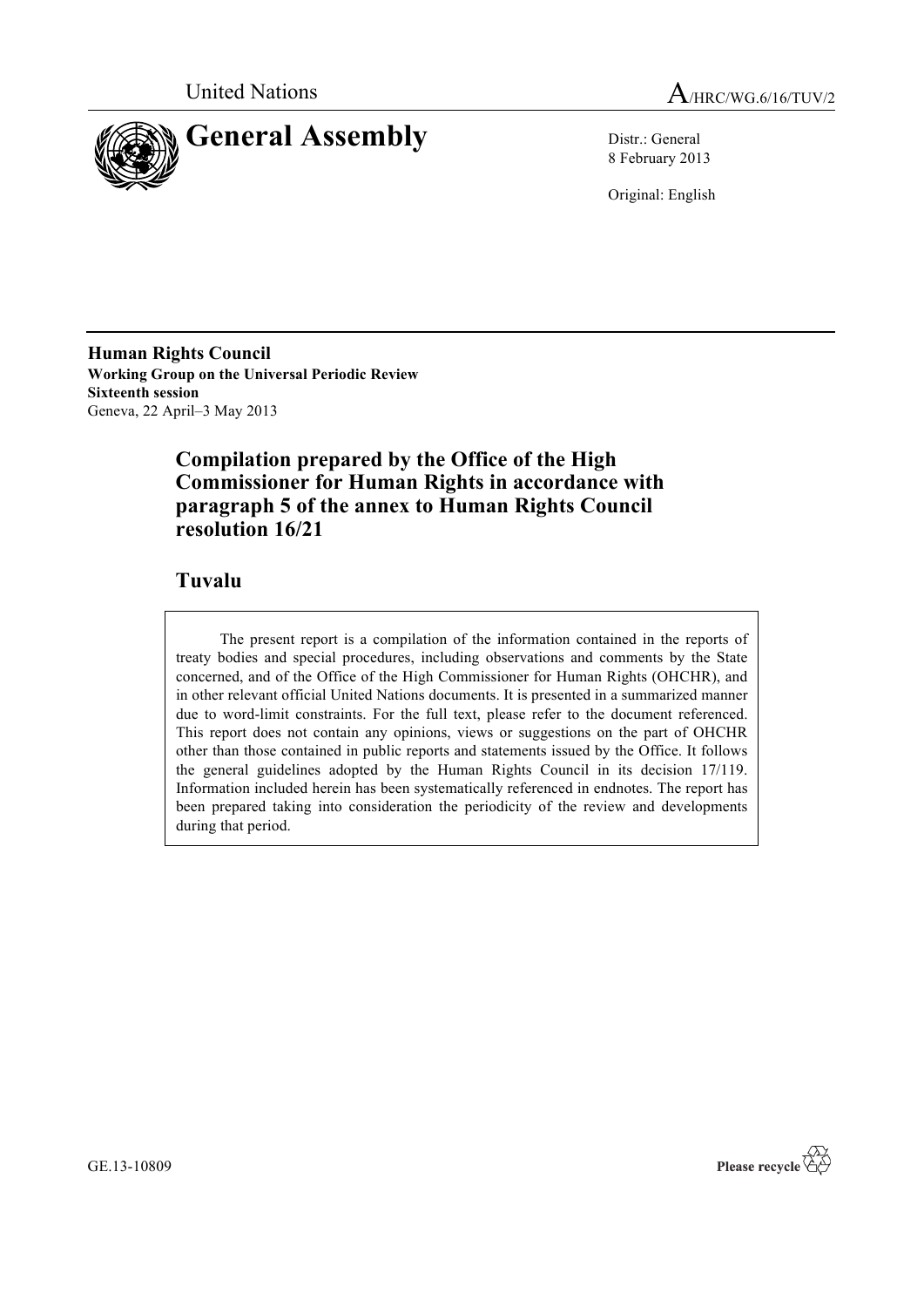United Nations

A/HRC/WG.6/16/TUV/2

# General Assembly

Distr.: General
8 February 2013

Original: English

**Human Rights Council**
**Working Group on the Universal Periodic Review**
**Sixteenth session**
Geneva, 22 April–3 May 2013

## Compilation prepared by the Office of the High Commissioner for Human Rights in accordance with paragraph 5 of the annex to Human Rights Council resolution 16/21

## Tuvalu

The present report is a compilation of the information contained in the reports of treaty bodies and special procedures, including observations and comments by the State concerned, and of the Office of the High Commissioner for Human Rights (OHCHR), and in other relevant official United Nations documents. It is presented in a summarized manner due to word-limit constraints. For the full text, please refer to the document referenced. This report does not contain any opinions, views or suggestions on the part of OHCHR other than those contained in public reports and statements issued by the Office. It follows the general guidelines adopted by the Human Rights Council in its decision 17/119. Information included herein has been systematically referenced in endnotes. The report has been prepared taking into consideration the periodicity of the review and developments during that period.

GE.13-10809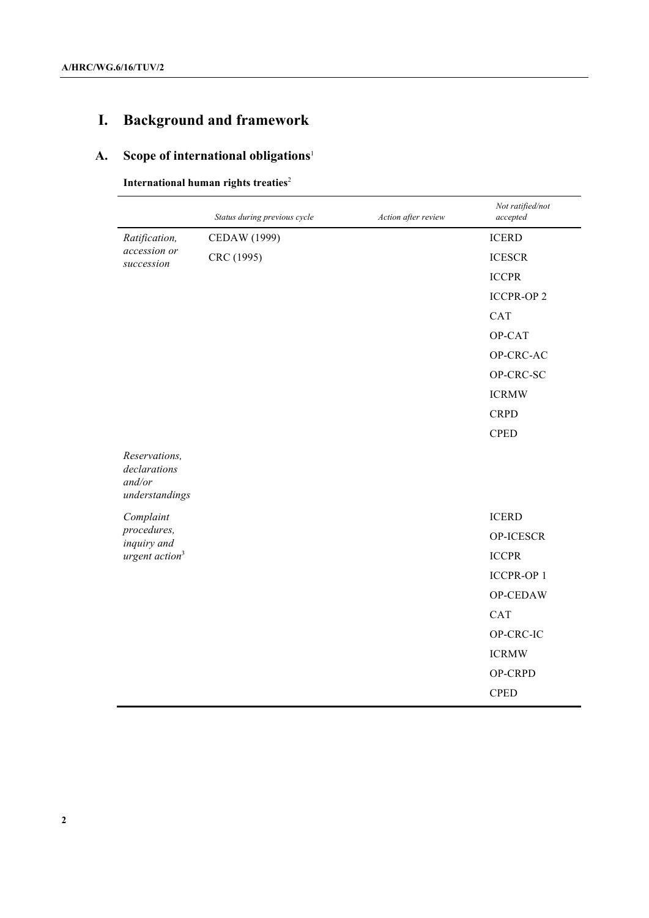# I. Background and framework

## A. Scope of international obligations[1]

### International human rights treaties[2]

| | *Status during previous cycle* | *Action after review* | *Not ratified/not accepted* |
|---|---|---|---|
| *Ratification, accession or succession* | CEDAW (1999) | | ICERD |
| | CRC (1995) | | ICESCR |
| | | | ICCPR |
| | | | ICCPR-OP 2 |
| | | | CAT |
| | | | OP-CAT |
| | | | OP-CRC-AC |
| | | | OP-CRC-SC |
| | | | ICRMW |
| | | | CRPD |
| | | | CPED |
| *Reservations, declarations and/or understandings* | | | |
| *Complaint procedures, inquiry and urgent action*[3] | | | ICERD |
| | | | OP-ICESCR |
| | | | ICCPR |
| | | | ICCPR-OP 1 |
| | | | OP-CEDAW |
| | | | CAT |
| | | | OP-CRC-IC |
| | | | ICRMW |
| | | | OP-CRPD |
| | | | CPED |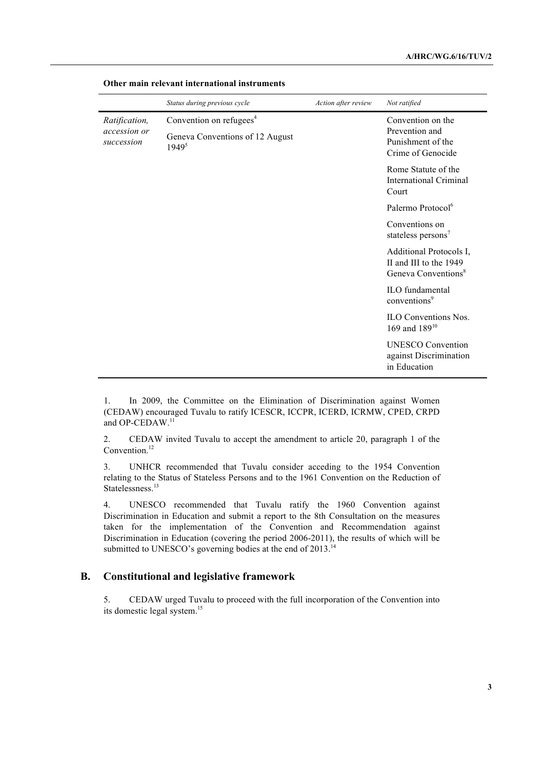**Other main relevant international instruments**

| | *Status during previous cycle* | *Action after review* | *Not ratified* |
|---|---|---|---|
| *Ratification, accession or succession* | Convention on refugees[4] | | Convention on the Prevention and Punishment of the Crime of Genocide |
| | Geneva Conventions of 12 August 1949[5] | | Rome Statute of the International Criminal Court |
| | | | Palermo Protocol[6] |
| | | | Conventions on stateless persons[7] |
| | | | Additional Protocols I, II and III to the 1949 Geneva Conventions[8] |
| | | | ILO fundamental conventions[9] |
| | | | ILO Conventions Nos. 169 and 189[10] |
| | | | UNESCO Convention against Discrimination in Education |

1. In 2009, the Committee on the Elimination of Discrimination against Women (CEDAW) encouraged Tuvalu to ratify ICESCR, ICCPR, ICERD, ICRMW, CPED, CRPD and OP-CEDAW.[11]

2. CEDAW invited Tuvalu to accept the amendment to article 20, paragraph 1 of the Convention.[12]

3. UNHCR recommended that Tuvalu consider acceding to the 1954 Convention relating to the Status of Stateless Persons and to the 1961 Convention on the Reduction of Statelessness.[13]

4. UNESCO recommended that Tuvalu ratify the 1960 Convention against Discrimination in Education and submit a report to the 8th Consultation on the measures taken for the implementation of the Convention and Recommendation against Discrimination in Education (covering the period 2006-2011), the results of which will be submitted to UNESCO's governing bodies at the end of 2013.[14]

## B. Constitutional and legislative framework

5. CEDAW urged Tuvalu to proceed with the full incorporation of the Convention into its domestic legal system.[15]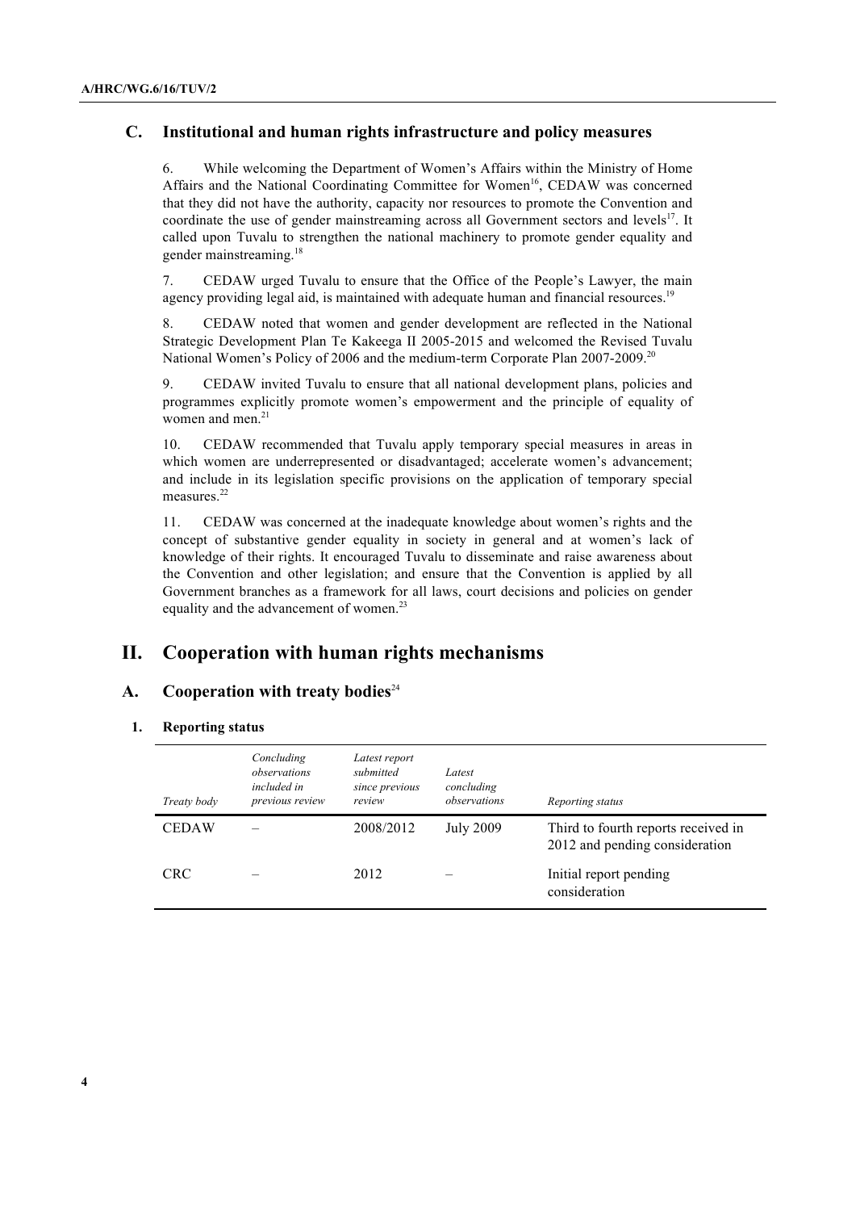### C. Institutional and human rights infrastructure and policy measures

6. While welcoming the Department of Women's Affairs within the Ministry of Home Affairs and the National Coordinating Committee for Women[16], CEDAW was concerned that they did not have the authority, capacity nor resources to promote the Convention and coordinate the use of gender mainstreaming across all Government sectors and levels[17]. It called upon Tuvalu to strengthen the national machinery to promote gender equality and gender mainstreaming.[18]

7. CEDAW urged Tuvalu to ensure that the Office of the People's Lawyer, the main agency providing legal aid, is maintained with adequate human and financial resources.[19]

8. CEDAW noted that women and gender development are reflected in the National Strategic Development Plan Te Kakeega II 2005-2015 and welcomed the Revised Tuvalu National Women's Policy of 2006 and the medium-term Corporate Plan 2007-2009.[20]

9. CEDAW invited Tuvalu to ensure that all national development plans, policies and programmes explicitly promote women's empowerment and the principle of equality of women and men.[21]

10. CEDAW recommended that Tuvalu apply temporary special measures in areas in which women are underrepresented or disadvantaged; accelerate women's advancement; and include in its legislation specific provisions on the application of temporary special measures.[22]

11. CEDAW was concerned at the inadequate knowledge about women's rights and the concept of substantive gender equality in society in general and at women's lack of knowledge of their rights. It encouraged Tuvalu to disseminate and raise awareness about the Convention and other legislation; and ensure that the Convention is applied by all Government branches as a framework for all laws, court decisions and policies on gender equality and the advancement of women.[23]

## II. Cooperation with human rights mechanisms

### A. Cooperation with treaty bodies[24]

#### 1. Reporting status

| *Treaty body* | *Concluding observations included in previous review* | *Latest report submitted since previous review* | *Latest concluding observations* | *Reporting status* |
|---|---|---|---|---|
| CEDAW | – | 2008/2012 | July 2009 | Third to fourth reports received in 2012 and pending consideration |
| CRC | – | 2012 | – | Initial report pending consideration |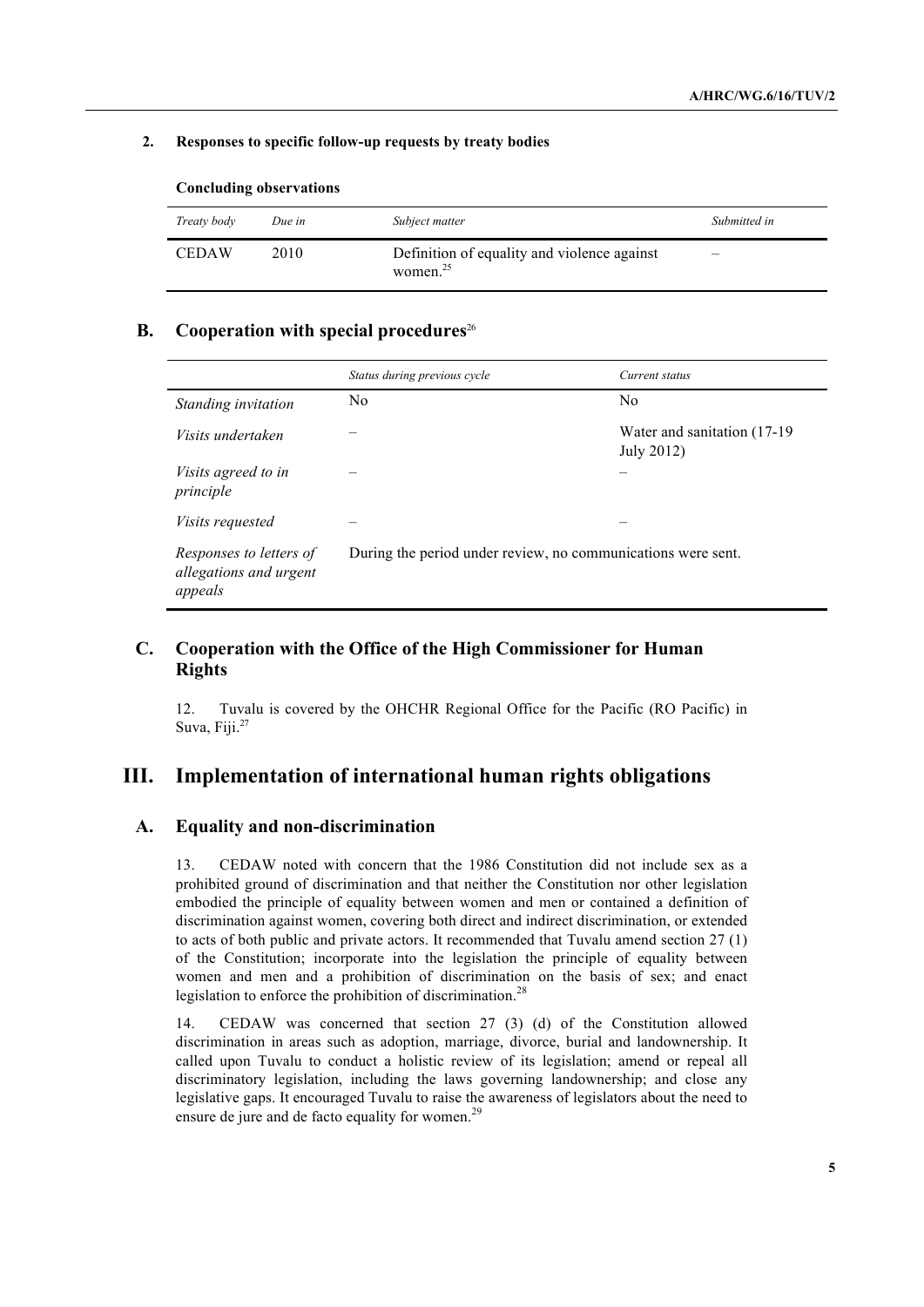### 2. Responses to specific follow-up requests by treaty bodies

**Concluding observations**

| *Treaty body* | *Due in* | *Subject matter* | *Submitted in* |
|---|---|---|---|
| CEDAW | 2010 | Definition of equality and violence against women.[25] | – |

## B. Cooperation with special procedures[26]

| | *Status during previous cycle* | *Current status* |
|---|---|---|
| *Standing invitation* | No | No |
| *Visits undertaken* | – | Water and sanitation (17-19 July 2012) |
| *Visits agreed to in principle* | – | – |
| *Visits requested* | – | – |
| *Responses to letters of allegations and urgent appeals* | During the period under review, no communications were sent. | |

## C. Cooperation with the Office of the High Commissioner for Human Rights

12. Tuvalu is covered by the OHCHR Regional Office for the Pacific (RO Pacific) in Suva, Fiji.[27]

# III. Implementation of international human rights obligations

## A. Equality and non-discrimination

13. CEDAW noted with concern that the 1986 Constitution did not include sex as a prohibited ground of discrimination and that neither the Constitution nor other legislation embodied the principle of equality between women and men or contained a definition of discrimination against women, covering both direct and indirect discrimination, or extended to acts of both public and private actors. It recommended that Tuvalu amend section 27 (1) of the Constitution; incorporate into the legislation the principle of equality between women and men and a prohibition of discrimination on the basis of sex; and enact legislation to enforce the prohibition of discrimination.[28]

14. CEDAW was concerned that section 27 (3) (d) of the Constitution allowed discrimination in areas such as adoption, marriage, divorce, burial and landownership. It called upon Tuvalu to conduct a holistic review of its legislation; amend or repeal all discriminatory legislation, including the laws governing landownership; and close any legislative gaps. It encouraged Tuvalu to raise the awareness of legislators about the need to ensure de jure and de facto equality for women.[29]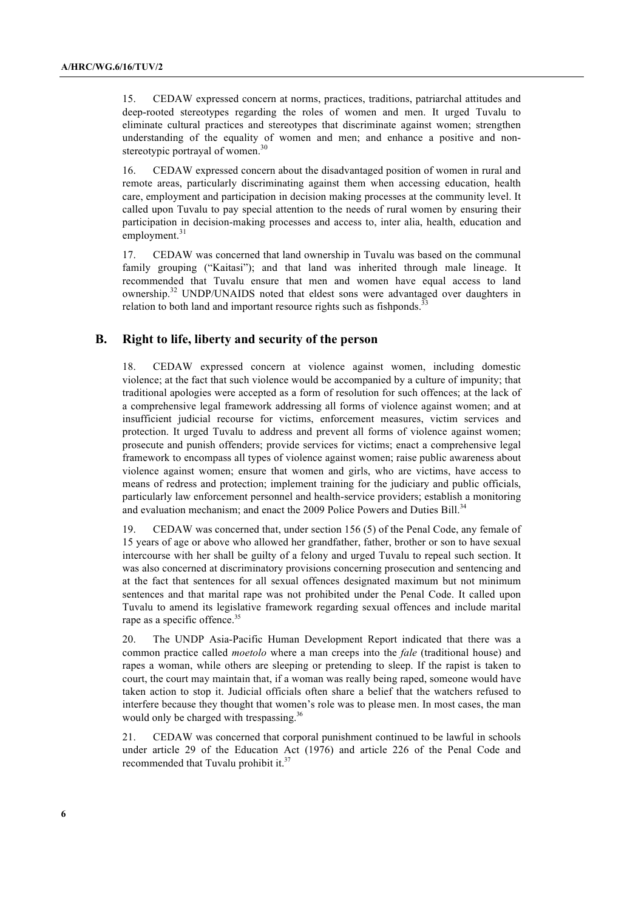15. CEDAW expressed concern at norms, practices, traditions, patriarchal attitudes and deep-rooted stereotypes regarding the roles of women and men. It urged Tuvalu to eliminate cultural practices and stereotypes that discriminate against women; strengthen understanding of the equality of women and men; and enhance a positive and non-stereotypic portrayal of women.[30]

16. CEDAW expressed concern about the disadvantaged position of women in rural and remote areas, particularly discriminating against them when accessing education, health care, employment and participation in decision making processes at the community level. It called upon Tuvalu to pay special attention to the needs of rural women by ensuring their participation in decision-making processes and access to, inter alia, health, education and employment.[31]

17. CEDAW was concerned that land ownership in Tuvalu was based on the communal family grouping ("Kaitasi"); and that land was inherited through male lineage. It recommended that Tuvalu ensure that men and women have equal access to land ownership.[32] UNDP/UNAIDS noted that eldest sons were advantaged over daughters in relation to both land and important resource rights such as fishponds.[33]

## B. Right to life, liberty and security of the person

18. CEDAW expressed concern at violence against women, including domestic violence; at the fact that such violence would be accompanied by a culture of impunity; that traditional apologies were accepted as a form of resolution for such offences; at the lack of a comprehensive legal framework addressing all forms of violence against women; and at insufficient judicial recourse for victims, enforcement measures, victim services and protection. It urged Tuvalu to address and prevent all forms of violence against women; prosecute and punish offenders; provide services for victims; enact a comprehensive legal framework to encompass all types of violence against women; raise public awareness about violence against women; ensure that women and girls, who are victims, have access to means of redress and protection; implement training for the judiciary and public officials, particularly law enforcement personnel and health-service providers; establish a monitoring and evaluation mechanism; and enact the 2009 Police Powers and Duties Bill.[34]

19. CEDAW was concerned that, under section 156 (5) of the Penal Code, any female of 15 years of age or above who allowed her grandfather, father, brother or son to have sexual intercourse with her shall be guilty of a felony and urged Tuvalu to repeal such section. It was also concerned at discriminatory provisions concerning prosecution and sentencing and at the fact that sentences for all sexual offences designated maximum but not minimum sentences and that marital rape was not prohibited under the Penal Code. It called upon Tuvalu to amend its legislative framework regarding sexual offences and include marital rape as a specific offence.[35]

20. The UNDP Asia-Pacific Human Development Report indicated that there was a common practice called *moetolo* where a man creeps into the *fale* (traditional house) and rapes a woman, while others are sleeping or pretending to sleep. If the rapist is taken to court, the court may maintain that, if a woman was really being raped, someone would have taken action to stop it. Judicial officials often share a belief that the watchers refused to interfere because they thought that women's role was to please men. In most cases, the man would only be charged with trespassing.[36]

21. CEDAW was concerned that corporal punishment continued to be lawful in schools under article 29 of the Education Act (1976) and article 226 of the Penal Code and recommended that Tuvalu prohibit it.[37]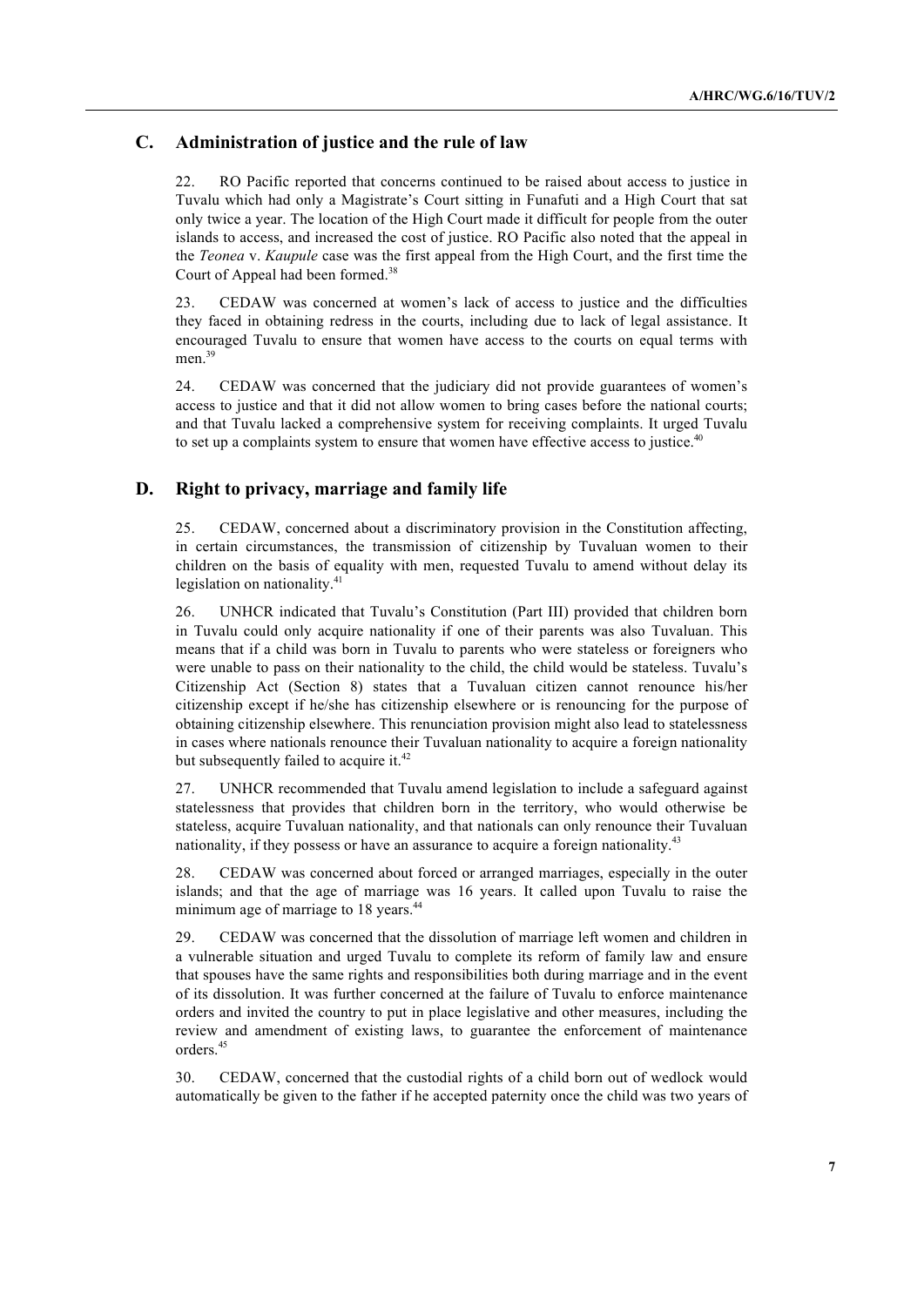## C. Administration of justice and the rule of law

22. RO Pacific reported that concerns continued to be raised about access to justice in Tuvalu which had only a Magistrate's Court sitting in Funafuti and a High Court that sat only twice a year. The location of the High Court made it difficult for people from the outer islands to access, and increased the cost of justice. RO Pacific also noted that the appeal in the *Teonea* v. *Kaupule* case was the first appeal from the High Court, and the first time the Court of Appeal had been formed.[38]

23. CEDAW was concerned at women's lack of access to justice and the difficulties they faced in obtaining redress in the courts, including due to lack of legal assistance. It encouraged Tuvalu to ensure that women have access to the courts on equal terms with men.[39]

24. CEDAW was concerned that the judiciary did not provide guarantees of women's access to justice and that it did not allow women to bring cases before the national courts; and that Tuvalu lacked a comprehensive system for receiving complaints. It urged Tuvalu to set up a complaints system to ensure that women have effective access to justice.[40]

## D. Right to privacy, marriage and family life

25. CEDAW, concerned about a discriminatory provision in the Constitution affecting, in certain circumstances, the transmission of citizenship by Tuvaluan women to their children on the basis of equality with men, requested Tuvalu to amend without delay its legislation on nationality.[41]

26. UNHCR indicated that Tuvalu's Constitution (Part III) provided that children born in Tuvalu could only acquire nationality if one of their parents was also Tuvaluan. This means that if a child was born in Tuvalu to parents who were stateless or foreigners who were unable to pass on their nationality to the child, the child would be stateless. Tuvalu's Citizenship Act (Section 8) states that a Tuvaluan citizen cannot renounce his/her citizenship except if he/she has citizenship elsewhere or is renouncing for the purpose of obtaining citizenship elsewhere. This renunciation provision might also lead to statelessness in cases where nationals renounce their Tuvaluan nationality to acquire a foreign nationality but subsequently failed to acquire it.[42]

27. UNHCR recommended that Tuvalu amend legislation to include a safeguard against statelessness that provides that children born in the territory, who would otherwise be stateless, acquire Tuvaluan nationality, and that nationals can only renounce their Tuvaluan nationality, if they possess or have an assurance to acquire a foreign nationality.[43]

28. CEDAW was concerned about forced or arranged marriages, especially in the outer islands; and that the age of marriage was 16 years. It called upon Tuvalu to raise the minimum age of marriage to 18 years.[44]

29. CEDAW was concerned that the dissolution of marriage left women and children in a vulnerable situation and urged Tuvalu to complete its reform of family law and ensure that spouses have the same rights and responsibilities both during marriage and in the event of its dissolution. It was further concerned at the failure of Tuvalu to enforce maintenance orders and invited the country to put in place legislative and other measures, including the review and amendment of existing laws, to guarantee the enforcement of maintenance orders.[45]

30. CEDAW, concerned that the custodial rights of a child born out of wedlock would automatically be given to the father if he accepted paternity once the child was two years of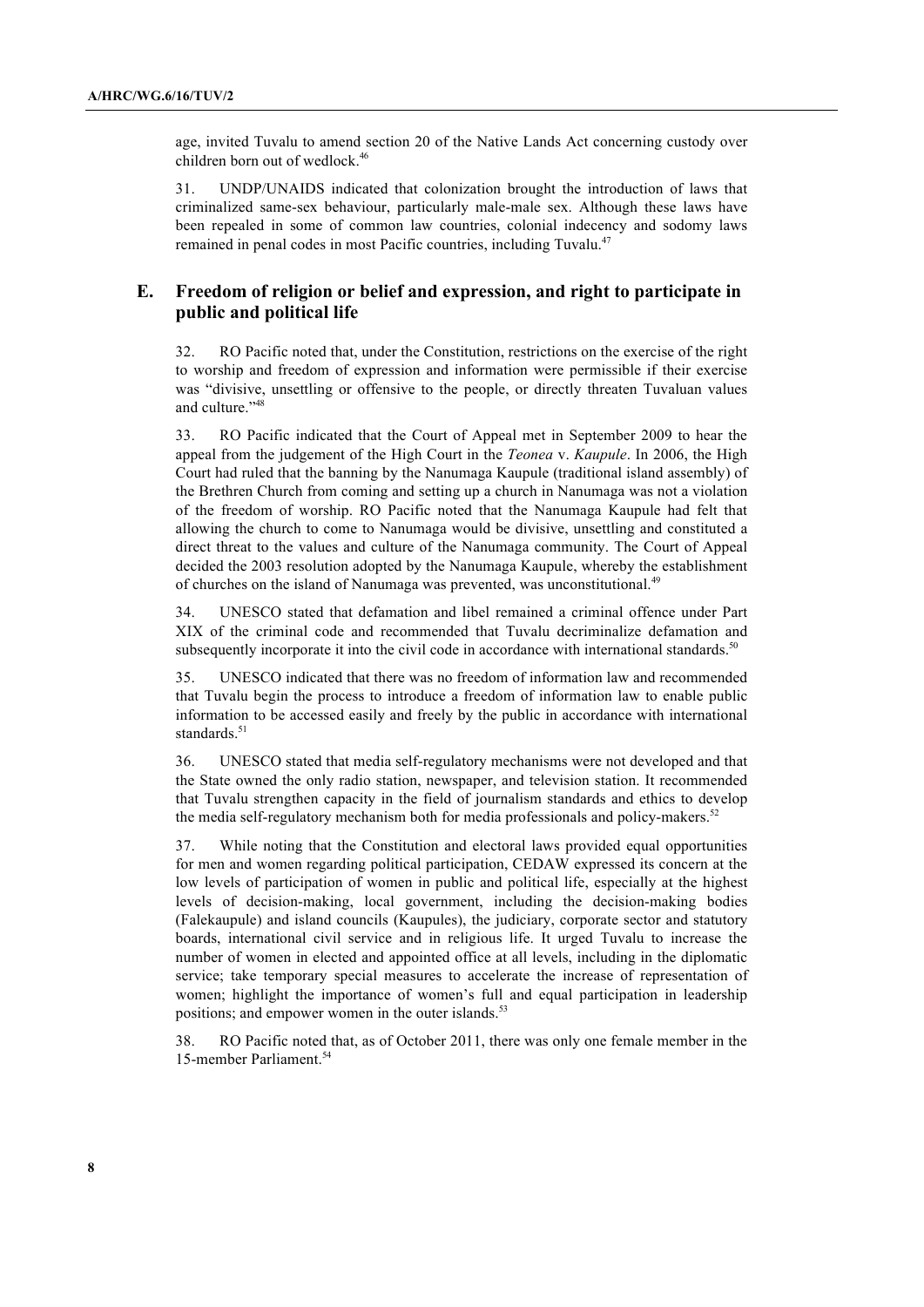age, invited Tuvalu to amend section 20 of the Native Lands Act concerning custody over children born out of wedlock.[46]

31. UNDP/UNAIDS indicated that colonization brought the introduction of laws that criminalized same-sex behaviour, particularly male-male sex. Although these laws have been repealed in some of common law countries, colonial indecency and sodomy laws remained in penal codes in most Pacific countries, including Tuvalu.[47]

## E. Freedom of religion or belief and expression, and right to participate in public and political life

32. RO Pacific noted that, under the Constitution, restrictions on the exercise of the right to worship and freedom of expression and information were permissible if their exercise was "divisive, unsettling or offensive to the people, or directly threaten Tuvaluan values and culture."[48]

33. RO Pacific indicated that the Court of Appeal met in September 2009 to hear the appeal from the judgement of the High Court in the *Teonea* v. *Kaupule*. In 2006, the High Court had ruled that the banning by the Nanumaga Kaupule (traditional island assembly) of the Brethren Church from coming and setting up a church in Nanumaga was not a violation of the freedom of worship. RO Pacific noted that the Nanumaga Kaupule had felt that allowing the church to come to Nanumaga would be divisive, unsettling and constituted a direct threat to the values and culture of the Nanumaga community. The Court of Appeal decided the 2003 resolution adopted by the Nanumaga Kaupule, whereby the establishment of churches on the island of Nanumaga was prevented, was unconstitutional.[49]

34. UNESCO stated that defamation and libel remained a criminal offence under Part XIX of the criminal code and recommended that Tuvalu decriminalize defamation and subsequently incorporate it into the civil code in accordance with international standards.[50]

35. UNESCO indicated that there was no freedom of information law and recommended that Tuvalu begin the process to introduce a freedom of information law to enable public information to be accessed easily and freely by the public in accordance with international standards.[51]

36. UNESCO stated that media self-regulatory mechanisms were not developed and that the State owned the only radio station, newspaper, and television station. It recommended that Tuvalu strengthen capacity in the field of journalism standards and ethics to develop the media self-regulatory mechanism both for media professionals and policy-makers.[52]

37. While noting that the Constitution and electoral laws provided equal opportunities for men and women regarding political participation, CEDAW expressed its concern at the low levels of participation of women in public and political life, especially at the highest levels of decision-making, local government, including the decision-making bodies (Falekaupule) and island councils (Kaupules), the judiciary, corporate sector and statutory boards, international civil service and in religious life. It urged Tuvalu to increase the number of women in elected and appointed office at all levels, including in the diplomatic service; take temporary special measures to accelerate the increase of representation of women; highlight the importance of women's full and equal participation in leadership positions; and empower women in the outer islands.[53]

38. RO Pacific noted that, as of October 2011, there was only one female member in the 15-member Parliament.[54]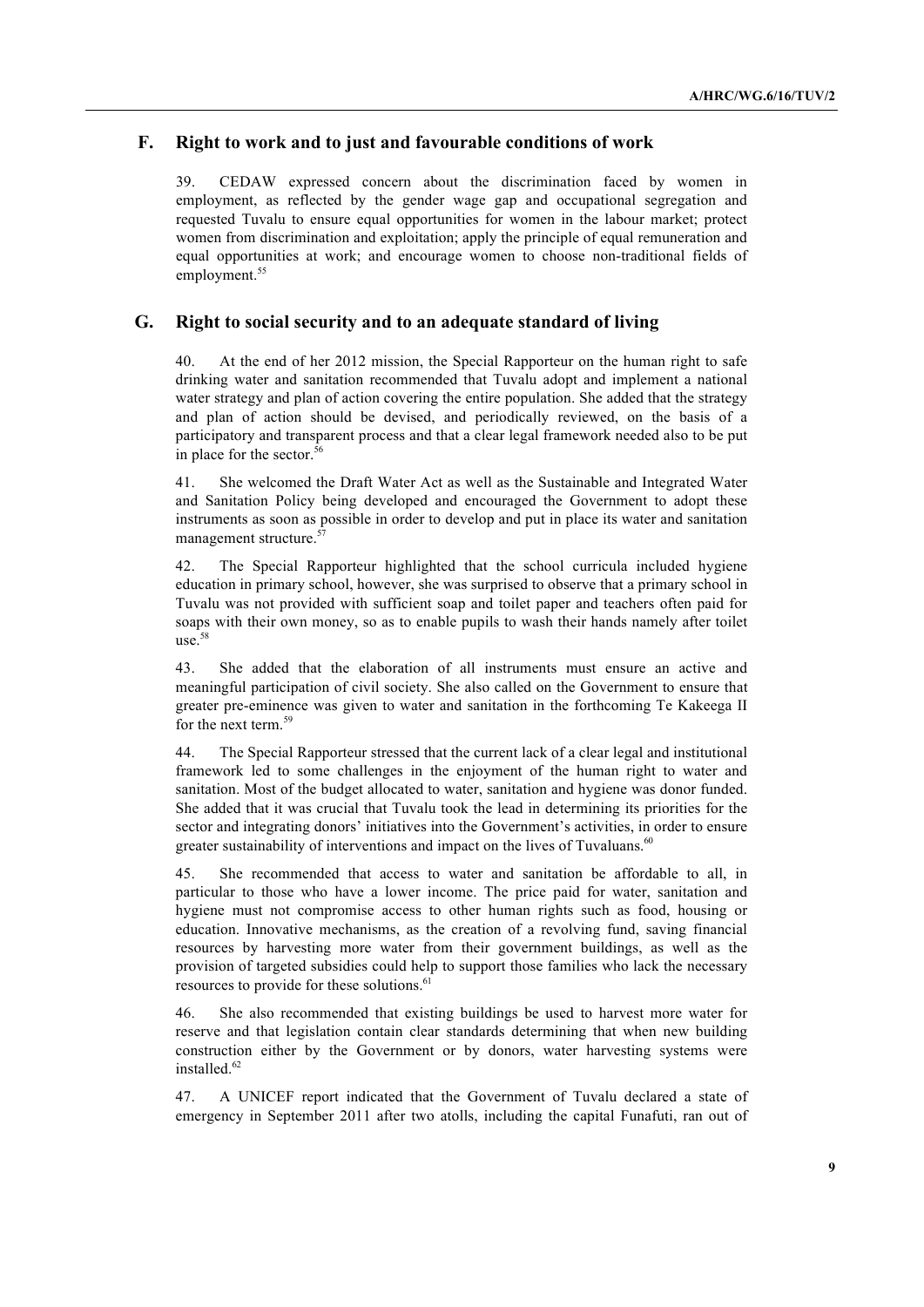## F. Right to work and to just and favourable conditions of work

39. CEDAW expressed concern about the discrimination faced by women in employment, as reflected by the gender wage gap and occupational segregation and requested Tuvalu to ensure equal opportunities for women in the labour market; protect women from discrimination and exploitation; apply the principle of equal remuneration and equal opportunities at work; and encourage women to choose non-traditional fields of employment.[55]

## G. Right to social security and to an adequate standard of living

40. At the end of her 2012 mission, the Special Rapporteur on the human right to safe drinking water and sanitation recommended that Tuvalu adopt and implement a national water strategy and plan of action covering the entire population. She added that the strategy and plan of action should be devised, and periodically reviewed, on the basis of a participatory and transparent process and that a clear legal framework needed also to be put in place for the sector.[56]

41. She welcomed the Draft Water Act as well as the Sustainable and Integrated Water and Sanitation Policy being developed and encouraged the Government to adopt these instruments as soon as possible in order to develop and put in place its water and sanitation management structure.[57]

42. The Special Rapporteur highlighted that the school curricula included hygiene education in primary school, however, she was surprised to observe that a primary school in Tuvalu was not provided with sufficient soap and toilet paper and teachers often paid for soaps with their own money, so as to enable pupils to wash their hands namely after toilet use.[58]

43. She added that the elaboration of all instruments must ensure an active and meaningful participation of civil society. She also called on the Government to ensure that greater pre-eminence was given to water and sanitation in the forthcoming Te Kakeega II for the next term.[59]

44. The Special Rapporteur stressed that the current lack of a clear legal and institutional framework led to some challenges in the enjoyment of the human right to water and sanitation. Most of the budget allocated to water, sanitation and hygiene was donor funded. She added that it was crucial that Tuvalu took the lead in determining its priorities for the sector and integrating donors' initiatives into the Government's activities, in order to ensure greater sustainability of interventions and impact on the lives of Tuvaluans.[60]

45. She recommended that access to water and sanitation be affordable to all, in particular to those who have a lower income. The price paid for water, sanitation and hygiene must not compromise access to other human rights such as food, housing or education. Innovative mechanisms, as the creation of a revolving fund, saving financial resources by harvesting more water from their government buildings, as well as the provision of targeted subsidies could help to support those families who lack the necessary resources to provide for these solutions.[61]

46. She also recommended that existing buildings be used to harvest more water for reserve and that legislation contain clear standards determining that when new building construction either by the Government or by donors, water harvesting systems were installed.[62]

47. A UNICEF report indicated that the Government of Tuvalu declared a state of emergency in September 2011 after two atolls, including the capital Funafuti, ran out of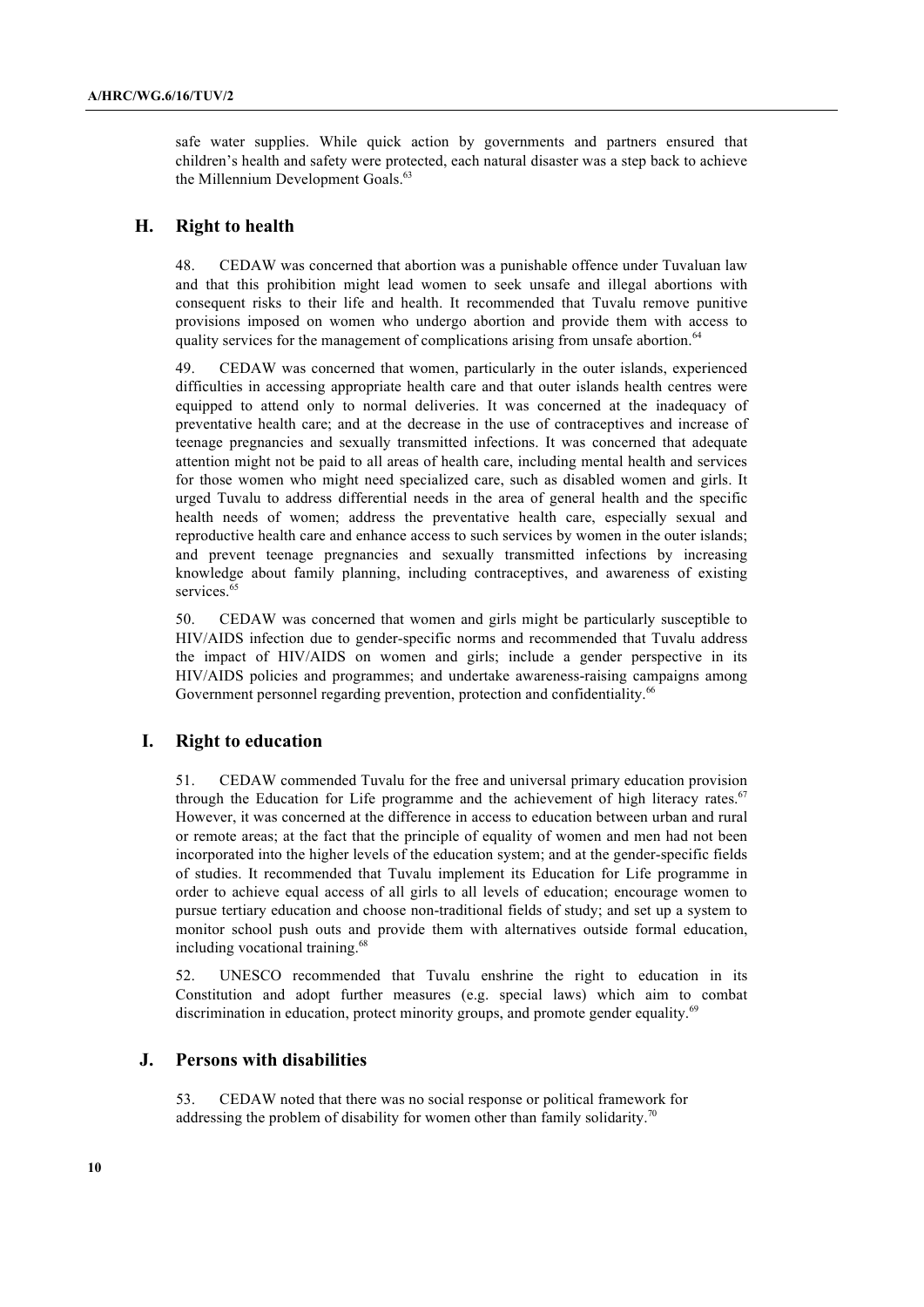safe water supplies. While quick action by governments and partners ensured that children's health and safety were protected, each natural disaster was a step back to achieve the Millennium Development Goals.[63]

## H. Right to health

48. CEDAW was concerned that abortion was a punishable offence under Tuvaluan law and that this prohibition might lead women to seek unsafe and illegal abortions with consequent risks to their life and health. It recommended that Tuvalu remove punitive provisions imposed on women who undergo abortion and provide them with access to quality services for the management of complications arising from unsafe abortion.[64]

49. CEDAW was concerned that women, particularly in the outer islands, experienced difficulties in accessing appropriate health care and that outer islands health centres were equipped to attend only to normal deliveries. It was concerned at the inadequacy of preventative health care; and at the decrease in the use of contraceptives and increase of teenage pregnancies and sexually transmitted infections. It was concerned that adequate attention might not be paid to all areas of health care, including mental health and services for those women who might need specialized care, such as disabled women and girls. It urged Tuvalu to address differential needs in the area of general health and the specific health needs of women; address the preventative health care, especially sexual and reproductive health care and enhance access to such services by women in the outer islands; and prevent teenage pregnancies and sexually transmitted infections by increasing knowledge about family planning, including contraceptives, and awareness of existing services.[65]

50. CEDAW was concerned that women and girls might be particularly susceptible to HIV/AIDS infection due to gender-specific norms and recommended that Tuvalu address the impact of HIV/AIDS on women and girls; include a gender perspective in its HIV/AIDS policies and programmes; and undertake awareness-raising campaigns among Government personnel regarding prevention, protection and confidentiality.[66]

## I. Right to education

51. CEDAW commended Tuvalu for the free and universal primary education provision through the Education for Life programme and the achievement of high literacy rates.[67] However, it was concerned at the difference in access to education between urban and rural or remote areas; at the fact that the principle of equality of women and men had not been incorporated into the higher levels of the education system; and at the gender-specific fields of studies. It recommended that Tuvalu implement its Education for Life programme in order to achieve equal access of all girls to all levels of education; encourage women to pursue tertiary education and choose non-traditional fields of study; and set up a system to monitor school push outs and provide them with alternatives outside formal education, including vocational training.[68]

52. UNESCO recommended that Tuvalu enshrine the right to education in its Constitution and adopt further measures (e.g. special laws) which aim to combat discrimination in education, protect minority groups, and promote gender equality.[69]

## J. Persons with disabilities

53. CEDAW noted that there was no social response or political framework for addressing the problem of disability for women other than family solidarity.[70]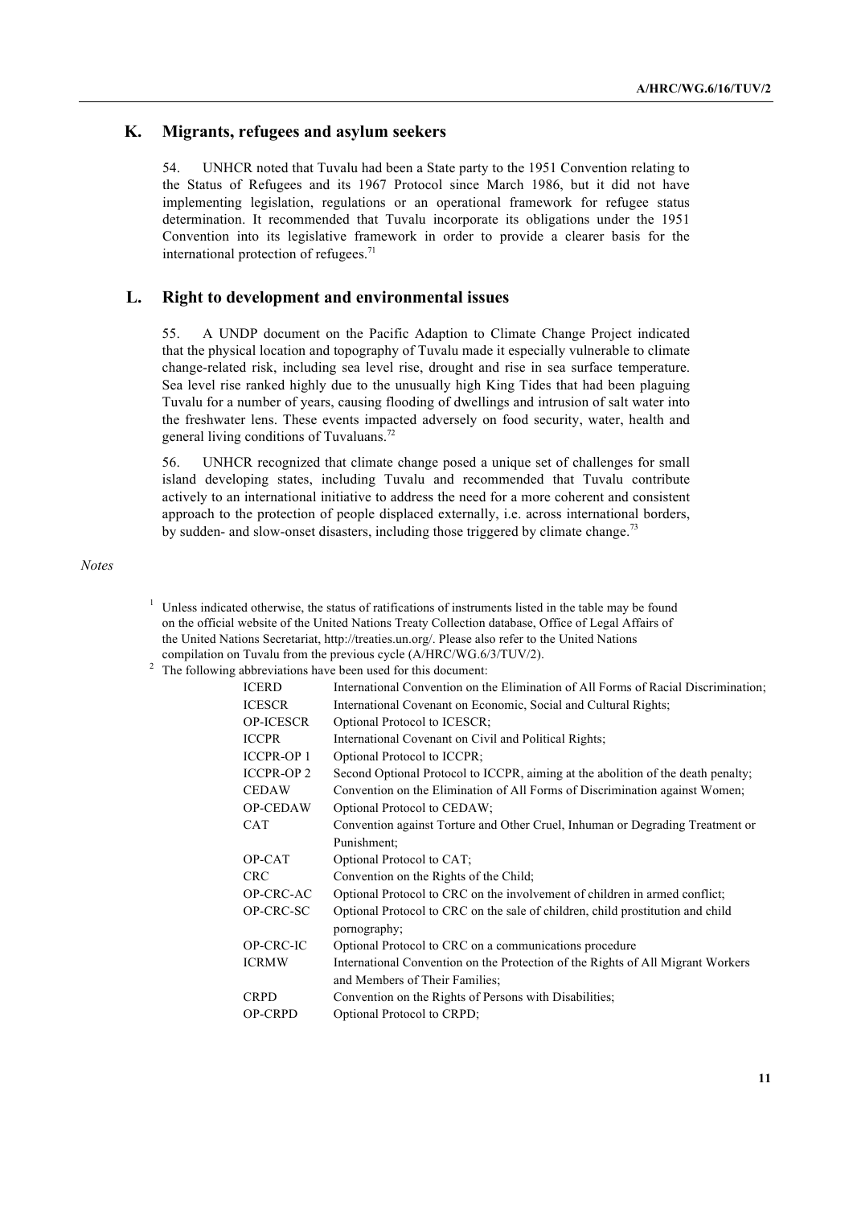## K. Migrants, refugees and asylum seekers

54. UNHCR noted that Tuvalu had been a State party to the 1951 Convention relating to the Status of Refugees and its 1967 Protocol since March 1986, but it did not have implementing legislation, regulations or an operational framework for refugee status determination. It recommended that Tuvalu incorporate its obligations under the 1951 Convention into its legislative framework in order to provide a clearer basis for the international protection of refugees.[71]

## L. Right to development and environmental issues

55. A UNDP document on the Pacific Adaption to Climate Change Project indicated that the physical location and topography of Tuvalu made it especially vulnerable to climate change-related risk, including sea level rise, drought and rise in sea surface temperature. Sea level rise ranked highly due to the unusually high King Tides that had been plaguing Tuvalu for a number of years, causing flooding of dwellings and intrusion of salt water into the freshwater lens. These events impacted adversely on food security, water, health and general living conditions of Tuvaluans.[72]

56. UNHCR recognized that climate change posed a unique set of challenges for small island developing states, including Tuvalu and recommended that Tuvalu contribute actively to an international initiative to address the need for a more coherent and consistent approach to the protection of people displaced externally, i.e. across international borders, by sudden- and slow-onset disasters, including those triggered by climate change.[73]

*Notes*

[1] Unless indicated otherwise, the status of ratifications of instruments listed in the table may be found on the official website of the United Nations Treaty Collection database, Office of Legal Affairs of the United Nations Secretariat, http://treaties.un.org/. Please also refer to the United Nations compilation on Tuvalu from the previous cycle (A/HRC/WG.6/3/TUV/2).

[2] The following abbreviations have been used for this document:

| | |
|---|---|
| ICERD | International Convention on the Elimination of All Forms of Racial Discrimination; |
| ICESCR | International Covenant on Economic, Social and Cultural Rights; |
| OP-ICESCR | Optional Protocol to ICESCR; |
| ICCPR | International Covenant on Civil and Political Rights; |
| ICCPR-OP 1 | Optional Protocol to ICCPR; |
| ICCPR-OP 2 | Second Optional Protocol to ICCPR, aiming at the abolition of the death penalty; |
| CEDAW | Convention on the Elimination of All Forms of Discrimination against Women; |
| OP-CEDAW | Optional Protocol to CEDAW; |
| CAT | Convention against Torture and Other Cruel, Inhuman or Degrading Treatment or Punishment; |
| OP-CAT | Optional Protocol to CAT; |
| CRC | Convention on the Rights of the Child; |
| OP-CRC-AC | Optional Protocol to CRC on the involvement of children in armed conflict; |
| OP-CRC-SC | Optional Protocol to CRC on the sale of children, child prostitution and child pornography; |
| OP-CRC-IC | Optional Protocol to CRC on a communications procedure |
| ICRMW | International Convention on the Protection of the Rights of All Migrant Workers and Members of Their Families; |
| CRPD | Convention on the Rights of Persons with Disabilities; |
| OP-CRPD | Optional Protocol to CRPD; |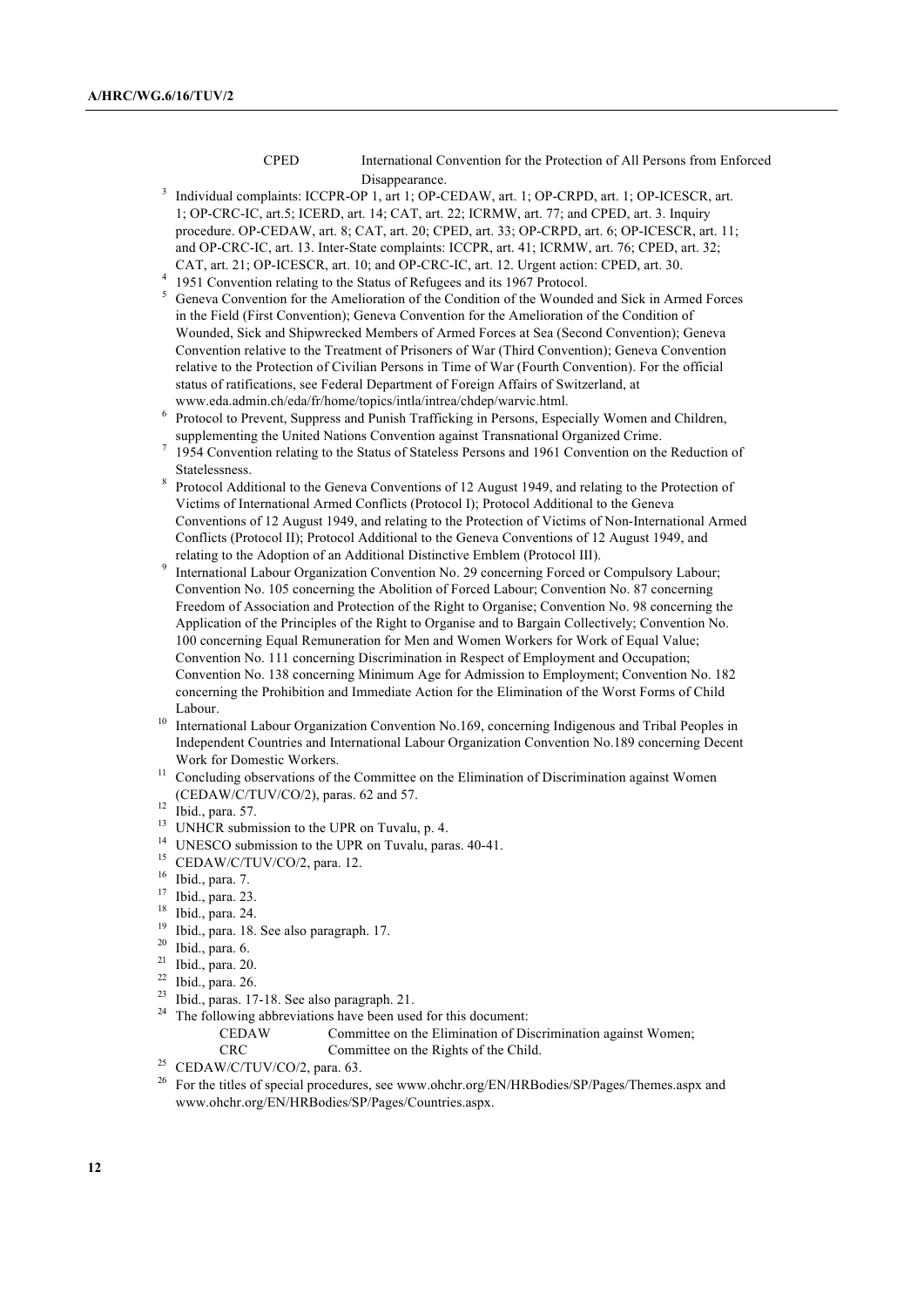CPED International Convention for the Protection of All Persons from Enforced Disappearance.

[3] Individual complaints: ICCPR-OP 1, art 1; OP-CEDAW, art. 1; OP-CRPD, art. 1; OP-ICESCR, art. 1; OP-CRC-IC, art.5; ICERD, art. 14; CAT, art. 22; ICRMW, art. 77; and CPED, art. 3. Inquiry procedure. OP-CEDAW, art. 8; CAT, art. 20; CPED, art. 33; OP-CRPD, art. 6; OP-ICESCR, art. 11; and OP-CRC-IC, art. 13. Inter-State complaints: ICCPR, art. 41; ICRMW, art. 76; CPED, art. 32; CAT, art. 21; OP-ICESCR, art. 10; and OP-CRC-IC, art. 12. Urgent action: CPED, art. 30.

[4] 1951 Convention relating to the Status of Refugees and its 1967 Protocol.

[5] Geneva Convention for the Amelioration of the Condition of the Wounded and Sick in Armed Forces in the Field (First Convention); Geneva Convention for the Amelioration of the Condition of Wounded, Sick and Shipwrecked Members of Armed Forces at Sea (Second Convention); Geneva Convention relative to the Treatment of Prisoners of War (Third Convention); Geneva Convention relative to the Protection of Civilian Persons in Time of War (Fourth Convention). For the official status of ratifications, see Federal Department of Foreign Affairs of Switzerland, at www.eda.admin.ch/eda/fr/home/topics/intla/intrea/chdep/warvic.html.

[6] Protocol to Prevent, Suppress and Punish Trafficking in Persons, Especially Women and Children, supplementing the United Nations Convention against Transnational Organized Crime.

[7] 1954 Convention relating to the Status of Stateless Persons and 1961 Convention on the Reduction of Statelessness.

[8] Protocol Additional to the Geneva Conventions of 12 August 1949, and relating to the Protection of Victims of International Armed Conflicts (Protocol I); Protocol Additional to the Geneva Conventions of 12 August 1949, and relating to the Protection of Victims of Non-International Armed Conflicts (Protocol II); Protocol Additional to the Geneva Conventions of 12 August 1949, and relating to the Adoption of an Additional Distinctive Emblem (Protocol III).

[9] International Labour Organization Convention No. 29 concerning Forced or Compulsory Labour; Convention No. 105 concerning the Abolition of Forced Labour; Convention No. 87 concerning Freedom of Association and Protection of the Right to Organise; Convention No. 98 concerning the Application of the Principles of the Right to Organise and to Bargain Collectively; Convention No. 100 concerning Equal Remuneration for Men and Women Workers for Work of Equal Value; Convention No. 111 concerning Discrimination in Respect of Employment and Occupation; Convention No. 138 concerning Minimum Age for Admission to Employment; Convention No. 182 concerning the Prohibition and Immediate Action for the Elimination of the Worst Forms of Child Labour.

[10] International Labour Organization Convention No.169, concerning Indigenous and Tribal Peoples in Independent Countries and International Labour Organization Convention No.189 concerning Decent Work for Domestic Workers.

[11] Concluding observations of the Committee on the Elimination of Discrimination against Women (CEDAW/C/TUV/CO/2), paras. 62 and 57.

[12] Ibid., para. 57.

[13] UNHCR submission to the UPR on Tuvalu, p. 4.

[14] UNESCO submission to the UPR on Tuvalu, paras. 40-41.

[15] CEDAW/C/TUV/CO/2, para. 12.

[16] Ibid., para. 7.

[17] Ibid., para. 23.

[18] Ibid., para. 24.

[19] Ibid., para. 18. See also paragraph. 17.

[20] Ibid., para. 6.

[21] Ibid., para. 20.

[22] Ibid., para. 26.

[23] Ibid., paras. 17-18. See also paragraph. 21.

[24] The following abbreviations have been used for this document:

CEDAW Committee on the Elimination of Discrimination against Women;
CRC Committee on the Rights of the Child.

[25] CEDAW/C/TUV/CO/2, para. 63.

[26] For the titles of special procedures, see www.ohchr.org/EN/HRBodies/SP/Pages/Themes.aspx and www.ohchr.org/EN/HRBodies/SP/Pages/Countries.aspx.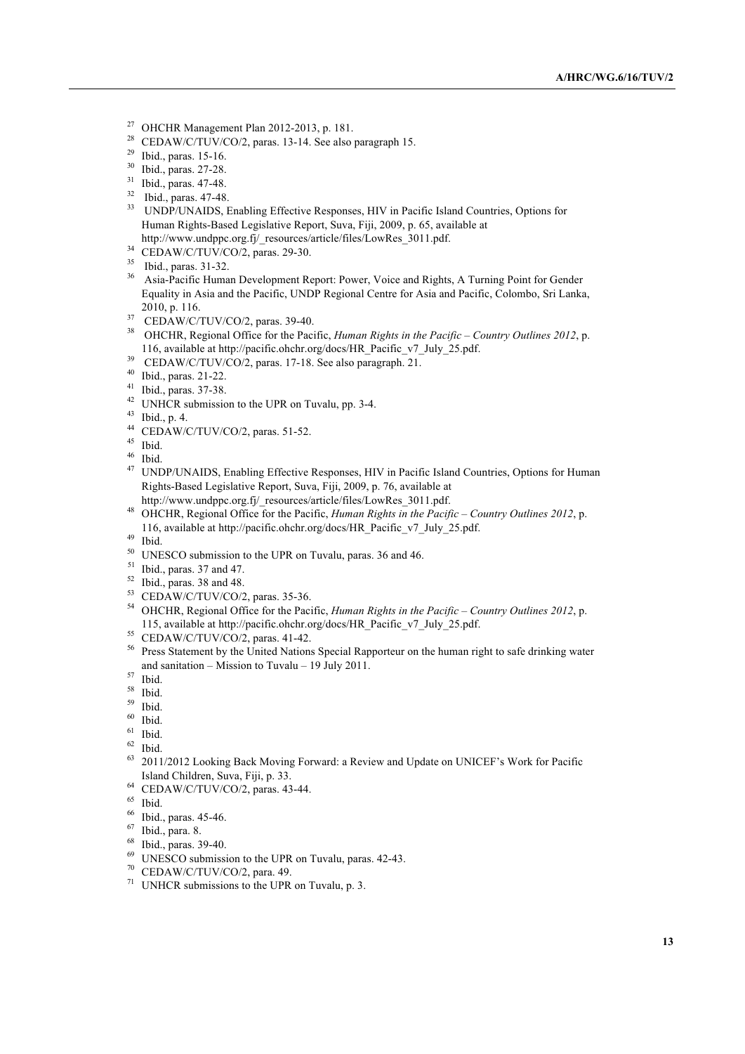[27] OHCHR Management Plan 2012-2013, p. 181.

[28] CEDAW/C/TUV/CO/2, paras. 13-14. See also paragraph 15.

[29] Ibid., paras. 15-16.

[30] Ibid., paras. 27-28.

[31] Ibid., paras. 47-48.

[32] Ibid., paras. 47-48.

[33] UNDP/UNAIDS, Enabling Effective Responses, HIV in Pacific Island Countries, Options for Human Rights-Based Legislative Report, Suva, Fiji, 2009, p. 65, available at http://www.undppc.org.fj/_resources/article/files/LowRes_3011.pdf.

[34] CEDAW/C/TUV/CO/2, paras. 29-30.

[35] Ibid., paras. 31-32.

[36] Asia-Pacific Human Development Report: Power, Voice and Rights, A Turning Point for Gender Equality in Asia and the Pacific, UNDP Regional Centre for Asia and Pacific, Colombo, Sri Lanka, 2010, p. 116.

[37] CEDAW/C/TUV/CO/2, paras. 39-40.

[38] OHCHR, Regional Office for the Pacific, *Human Rights in the Pacific – Country Outlines 2012*, p. 116, available at http://pacific.ohchr.org/docs/HR_Pacific_v7_July_25.pdf.

[39] CEDAW/C/TUV/CO/2, paras. 17-18. See also paragraph. 21.

[40] Ibid., paras. 21-22.

[41] Ibid., paras. 37-38.

[42] UNHCR submission to the UPR on Tuvalu, pp. 3-4.

[43] Ibid., p. 4.

[44] CEDAW/C/TUV/CO/2, paras. 51-52.

[45] Ibid.

[46] Ibid.

[47] UNDP/UNAIDS, Enabling Effective Responses, HIV in Pacific Island Countries, Options for Human Rights-Based Legislative Report, Suva, Fiji, 2009, p. 76, available at http://www.undppc.org.fj/_resources/article/files/LowRes_3011.pdf.

[48] OHCHR, Regional Office for the Pacific, *Human Rights in the Pacific – Country Outlines 2012*, p. 116, available at http://pacific.ohchr.org/docs/HR_Pacific_v7_July_25.pdf.

[49] Ibid.

[50] UNESCO submission to the UPR on Tuvalu, paras. 36 and 46.

[51] Ibid., paras. 37 and 47.

[52] Ibid., paras. 38 and 48.

[53] CEDAW/C/TUV/CO/2, paras. 35-36.

[54] OHCHR, Regional Office for the Pacific, *Human Rights in the Pacific – Country Outlines 2012*, p. 115, available at http://pacific.ohchr.org/docs/HR_Pacific_v7_July_25.pdf.

[55] CEDAW/C/TUV/CO/2, paras. 41-42.

[56] Press Statement by the United Nations Special Rapporteur on the human right to safe drinking water and sanitation – Mission to Tuvalu – 19 July 2011.

[57] Ibid.

[58] Ibid.

[59] Ibid.

[60] Ibid.

[61] Ibid.

[62] Ibid.

[63] 2011/2012 Looking Back Moving Forward: a Review and Update on UNICEF's Work for Pacific Island Children, Suva, Fiji, p. 33.

[64] CEDAW/C/TUV/CO/2, paras. 43-44.

[65] Ibid.

[66] Ibid., paras. 45-46.

[67] Ibid., para. 8.

[68] Ibid., paras. 39-40.

[69] UNESCO submission to the UPR on Tuvalu, paras. 42-43.

[70] CEDAW/C/TUV/CO/2, para. 49.

[71] UNHCR submissions to the UPR on Tuvalu, p. 3.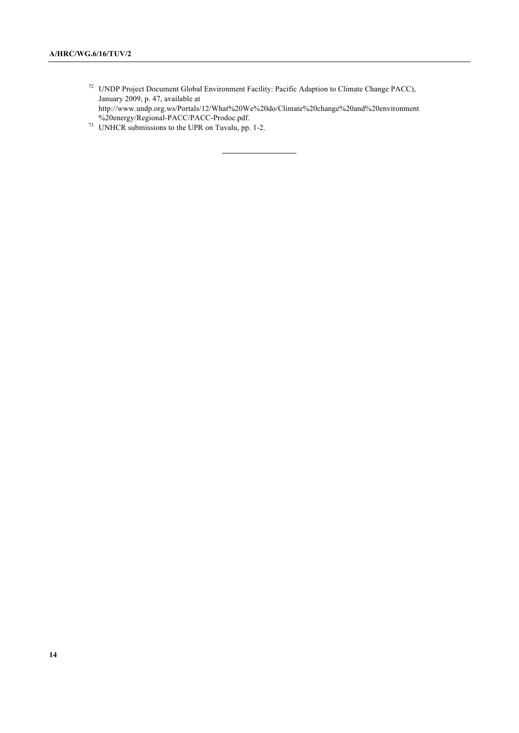[72] UNDP Project Document Global Environment Facility: Pacific Adaption to Climate Change PACC), January 2009, p. 47, available at http://www.undp.org.ws/Portals/12/What%20We%20do/Climate%20change%20and%20environment%20energy/Regional-PACC/PACC-Prodoc.pdf.

[73] UNHCR submissions to the UPR on Tuvalu, pp. 1-2.